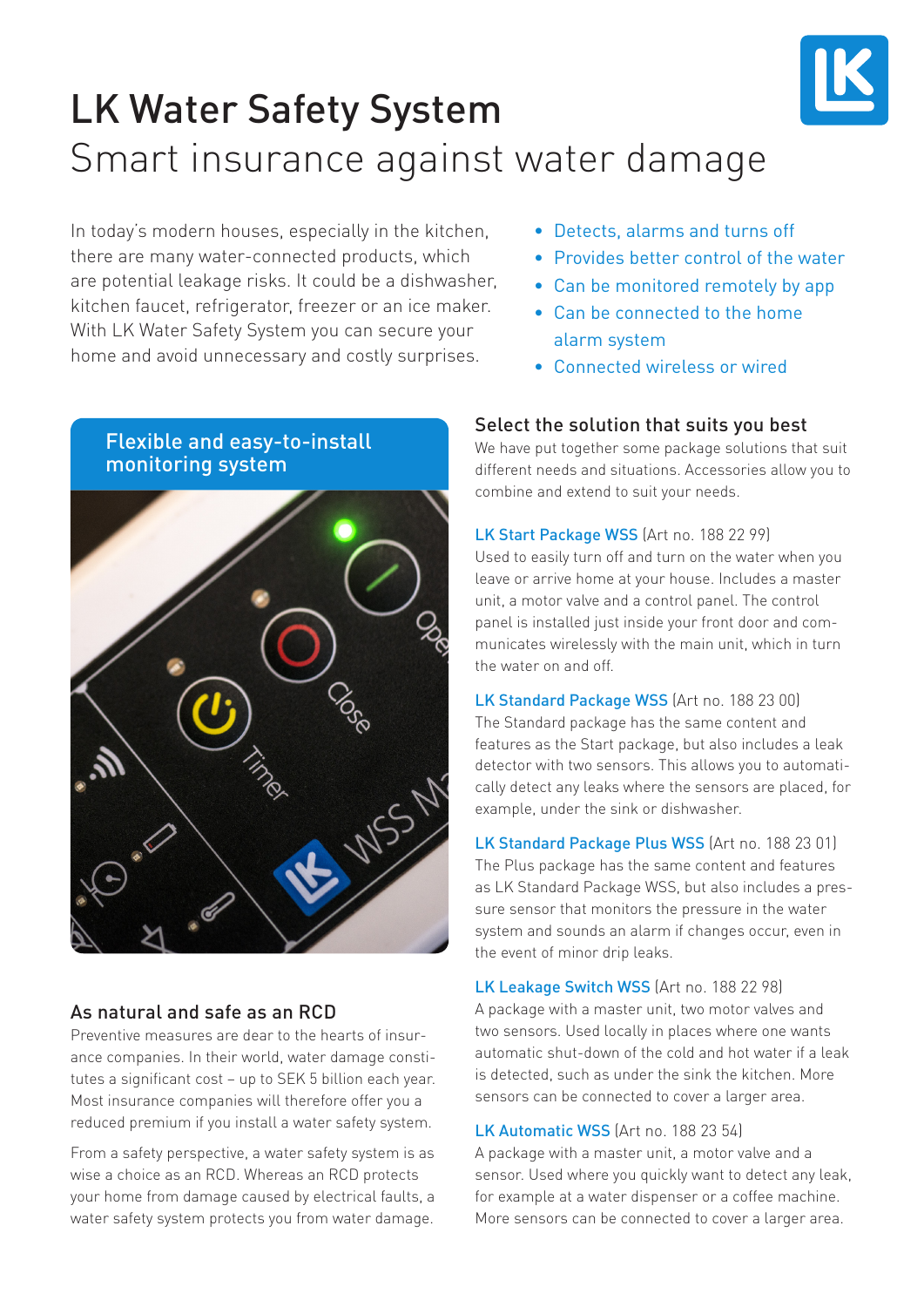# LK Water Safety System
## Smart insurance against water damage

In today's modern houses, especially in the kitchen, there are many water-connected products, which are potential leakage risks. It could be a dishwasher, kitchen faucet, refrigerator, freezer or an ice maker. With LK Water Safety System you can secure your home and avoid unnecessary and costly surprises.

- Detects, alarms and turns off
- Provides better control of the water
- Can be monitored remotely by app
- Can be connected to the home alarm system
- Connected wireless or wired

### Flexible and easy-to-install monitoring system

### As natural and safe as an RCD

Preventive measures are dear to the hearts of insurance companies. In their world, water damage constitutes a significant cost – up to SEK 5 billion each year. Most insurance companies will therefore offer you a reduced premium if you install a water safety system.

From a safety perspective, a water safety system is as wise a choice as an RCD. Whereas an RCD protects your home from damage caused by electrical faults, a water safety system protects you from water damage.

### Select the solution that suits you best

We have put together some package solutions that suit different needs and situations. Accessories allow you to combine and extend to suit your needs.

**LK Start Package WSS** (Art no. 188 22 99)
Used to easily turn off and turn on the water when you leave or arrive home at your house. Includes a master unit, a motor valve and a control panel. The control panel is installed just inside your front door and communicates wirelessly with the main unit, which in turn the water on and off.

**LK Standard Package WSS** (Art no. 188 23 00)
The Standard package has the same content and features as the Start package, but also includes a leak detector with two sensors. This allows you to automatically detect any leaks where the sensors are placed, for example, under the sink or dishwasher.

**LK Standard Package Plus WSS** (Art no. 188 23 01)
The Plus package has the same content and features as LK Standard Package WSS, but also includes a pressure sensor that monitors the pressure in the water system and sounds an alarm if changes occur, even in the event of minor drip leaks.

**LK Leakage Switch WSS** (Art no. 188 22 98)
A package with a master unit, two motor valves and two sensors. Used locally in places where one wants automatic shut-down of the cold and hot water if a leak is detected, such as under the sink the kitchen. More sensors can be connected to cover a larger area.

**LK Automatic WSS** (Art no. 188 23 54)
A package with a master unit, a motor valve and a sensor. Used where you quickly want to detect any leak, for example at a water dispenser or a coffee machine. More sensors can be connected to cover a larger area.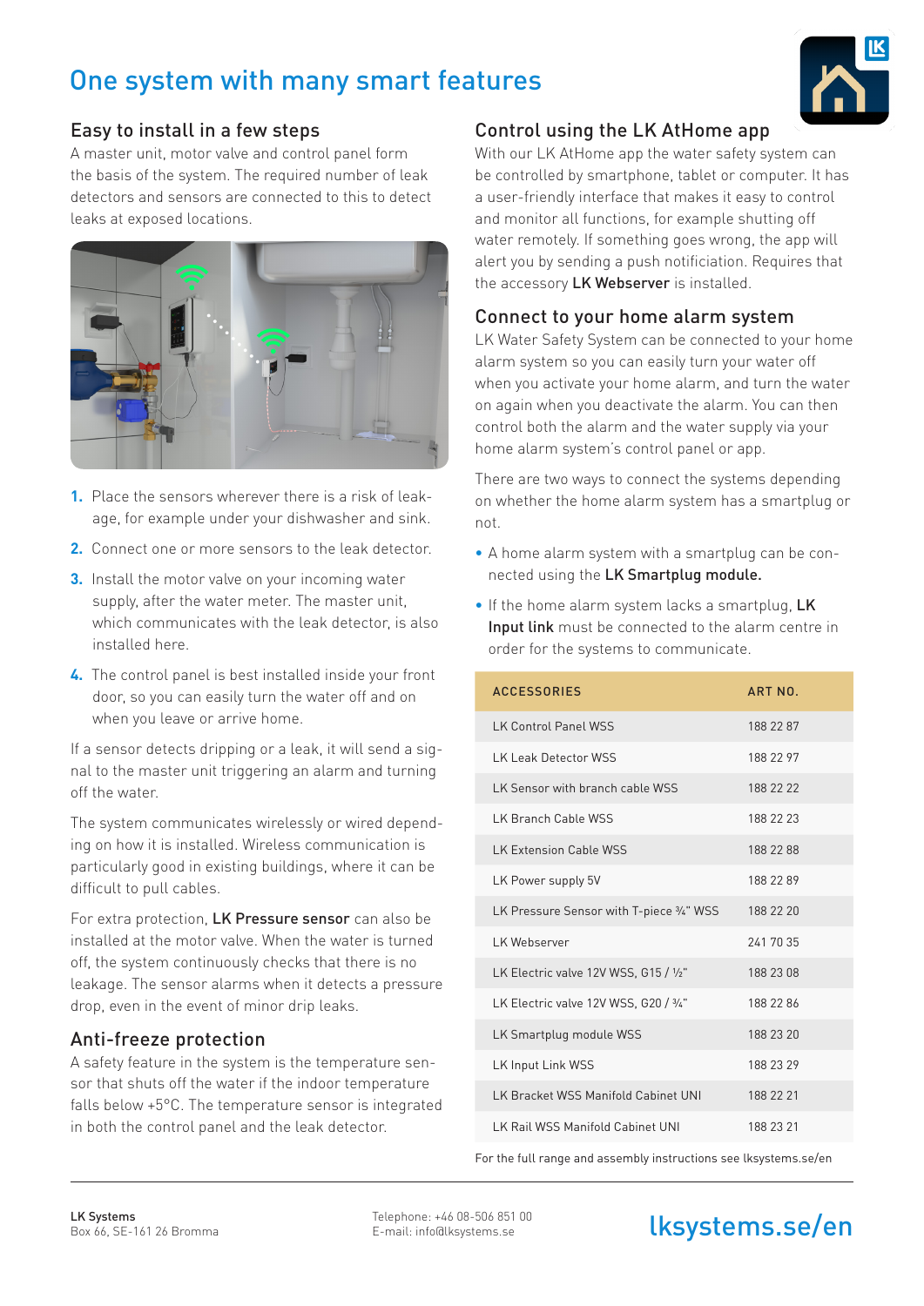# One system with many smart features

## Easy to install in a few steps

A master unit, motor valve and control panel form the basis of the system. The required number of leak detectors and sensors are connected to this to detect leaks at exposed locations.

1. Place the sensors wherever there is a risk of leakage, for example under your dishwasher and sink.
2. Connect one or more sensors to the leak detector.
3. Install the motor valve on your incoming water supply, after the water meter. The master unit, which communicates with the leak detector, is also installed here.
4. The control panel is best installed inside your front door, so you can easily turn the water off and on when you leave or arrive home.

If a sensor detects dripping or a leak, it will send a signal to the master unit triggering an alarm and turning off the water.

The system communicates wirelessly or wired depending on how it is installed. Wireless communication is particularly good in existing buildings, where it can be difficult to pull cables.

For extra protection, **LK Pressure sensor** can also be installed at the motor valve. When the water is turned off, the system continuously checks that there is no leakage. The sensor alarms when it detects a pressure drop, even in the event of minor drip leaks.

## Anti-freeze protection

A safety feature in the system is the temperature sensor that shuts off the water if the indoor temperature falls below +5°C. The temperature sensor is integrated in both the control panel and the leak detector.

## Control using the LK AtHome app

With our LK AtHome app the water safety system can be controlled by smartphone, tablet or computer. It has a user-friendly interface that makes it easy to control and monitor all functions, for example shutting off water remotely. If something goes wrong, the app will alert you by sending a push notificiation. Requires that the accessory **LK Webserver** is installed.

## Connect to your home alarm system

LK Water Safety System can be connected to your home alarm system so you can easily turn your water off when you activate your home alarm, and turn the water on again when you deactivate the alarm. You can then control both the alarm and the water supply via your home alarm system's control panel or app.

There are two ways to connect the systems depending on whether the home alarm system has a smartplug or not.

- A home alarm system with a smartplug can be connected using the **LK Smartplug module.**
- If the home alarm system lacks a smartplug, **LK Input link** must be connected to the alarm centre in order for the systems to communicate.

| ACCESSORIES | ART NO. |
| --- | --- |
| LK Control Panel WSS | 188 22 87 |
| LK Leak Detector WSS | 188 22 97 |
| LK Sensor with branch cable WSS | 188 22 22 |
| LK Branch Cable WSS | 188 22 23 |
| LK Extension Cable WSS | 188 22 88 |
| LK Power supply 5V | 188 22 89 |
| LK Pressure Sensor with T-piece ¾" WSS | 188 22 20 |
| LK Webserver | 241 70 35 |
| LK Electric valve 12V WSS, G15 / ½" | 188 23 08 |
| LK Electric valve 12V WSS, G20 / ¾" | 188 22 86 |
| LK Smartplug module WSS | 188 23 20 |
| LK Input Link WSS | 188 23 29 |
| LK Bracket WSS Manifold Cabinet UNI | 188 22 21 |
| LK Rail WSS Manifold Cabinet UNI | 188 23 21 |

For the full range and assembly instructions see lksystems.se/en

**LK Systems**
Box 66, SE-161 26 Bromma

Telephone: +46 08-506 851 00
E-mail: info@lksystems.se

lksystems.se/en